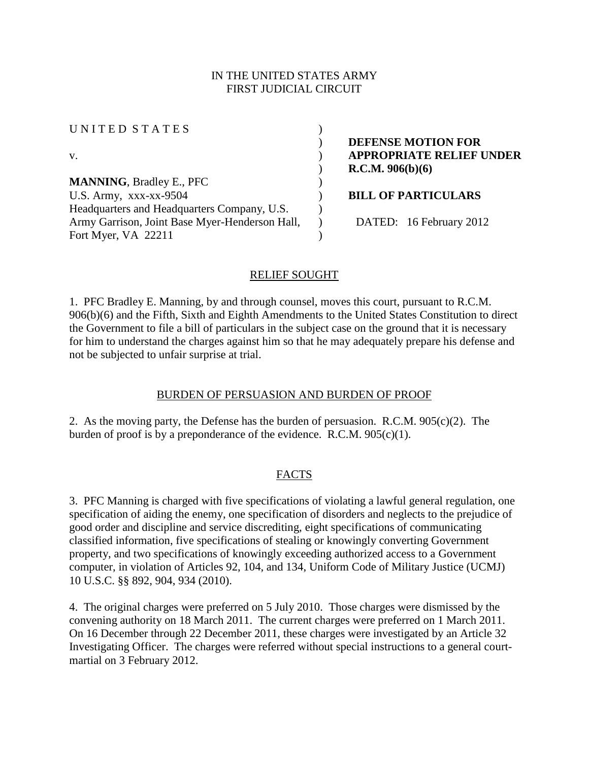IN THE UNITED STATES ARMY
FIRST JUDICIAL CIRCUIT

| | | |
|---|---|---|
| U N I T E D S T A T E S | ) | |
| | ) | **DEFENSE MOTION FOR** |
| v. | ) | **APPROPRIATE RELIEF UNDER** |
| | ) | **R.C.M. 906(b)(6)** |
| **MANNING**, Bradley E., PFC | ) | |
| U.S. Army, xxx-xx-9504 | ) | **BILL OF PARTICULARS** |
| Headquarters and Headquarters Company, U.S. | ) | |
| Army Garrison, Joint Base Myer-Henderson Hall, | ) | DATED: 16 February 2012 |
| Fort Myer, VA 22211 | ) | |

## RELIEF SOUGHT

1. PFC Bradley E. Manning, by and through counsel, moves this court, pursuant to R.C.M. 906(b)(6) and the Fifth, Sixth and Eighth Amendments to the United States Constitution to direct the Government to file a bill of particulars in the subject case on the ground that it is necessary for him to understand the charges against him so that he may adequately prepare his defense and not be subjected to unfair surprise at trial.

## BURDEN OF PERSUASION AND BURDEN OF PROOF

2. As the moving party, the Defense has the burden of persuasion. R.C.M. 905(c)(2). The burden of proof is by a preponderance of the evidence. R.C.M. 905(c)(1).

## FACTS

3. PFC Manning is charged with five specifications of violating a lawful general regulation, one specification of aiding the enemy, one specification of disorders and neglects to the prejudice of good order and discipline and service discrediting, eight specifications of communicating classified information, five specifications of stealing or knowingly converting Government property, and two specifications of knowingly exceeding authorized access to a Government computer, in violation of Articles 92, 104, and 134, Uniform Code of Military Justice (UCMJ) 10 U.S.C. §§ 892, 904, 934 (2010).

4. The original charges were preferred on 5 July 2010. Those charges were dismissed by the convening authority on 18 March 2011. The current charges were preferred on 1 March 2011. On 16 December through 22 December 2011, these charges were investigated by an Article 32 Investigating Officer. The charges were referred without special instructions to a general court-martial on 3 February 2012.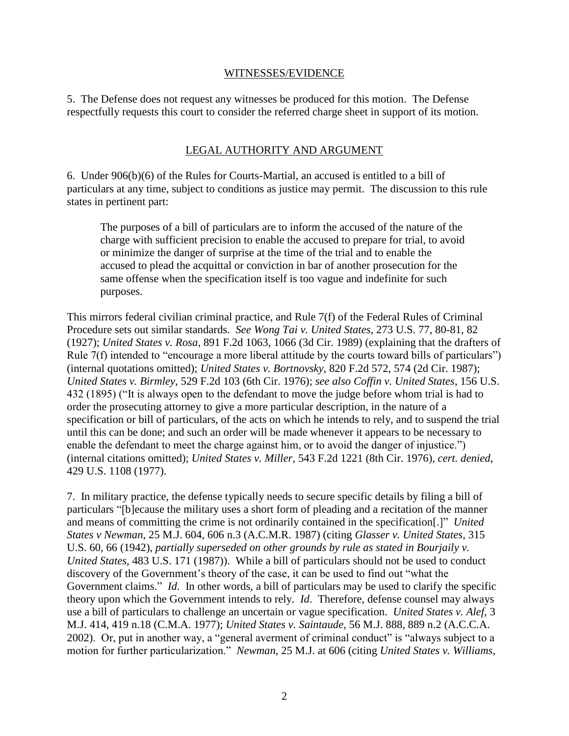## WITNESSES/EVIDENCE

5. The Defense does not request any witnesses be produced for this motion. The Defense respectfully requests this court to consider the referred charge sheet in support of its motion.

## LEGAL AUTHORITY AND ARGUMENT

6. Under 906(b)(6) of the Rules for Courts-Martial, an accused is entitled to a bill of particulars at any time, subject to conditions as justice may permit. The discussion to this rule states in pertinent part:

> The purposes of a bill of particulars are to inform the accused of the nature of the charge with sufficient precision to enable the accused to prepare for trial, to avoid or minimize the danger of surprise at the time of the trial and to enable the accused to plead the acquittal or conviction in bar of another prosecution for the same offense when the specification itself is too vague and indefinite for such purposes.

This mirrors federal civilian criminal practice, and Rule 7(f) of the Federal Rules of Criminal Procedure sets out similar standards. *See Wong Tai v. United States*, 273 U.S. 77, 80-81, 82 (1927); *United States v. Rosa*, 891 F.2d 1063, 1066 (3d Cir. 1989) (explaining that the drafters of Rule 7(f) intended to "encourage a more liberal attitude by the courts toward bills of particulars") (internal quotations omitted); *United States v. Bortnovsky*, 820 F.2d 572, 574 (2d Cir. 1987); *United States v. Birmley*, 529 F.2d 103 (6th Cir. 1976); *see also Coffin v. United States*, 156 U.S. 432 (1895) ("It is always open to the defendant to move the judge before whom trial is had to order the prosecuting attorney to give a more particular description, in the nature of a specification or bill of particulars, of the acts on which he intends to rely, and to suspend the trial until this can be done; and such an order will be made whenever it appears to be necessary to enable the defendant to meet the charge against him, or to avoid the danger of injustice.") (internal citations omitted); *United States v. Miller*, 543 F.2d 1221 (8th Cir. 1976), *cert. denied*, 429 U.S. 1108 (1977).

7. In military practice, the defense typically needs to secure specific details by filing a bill of particulars "[b]ecause the military uses a short form of pleading and a recitation of the manner and means of committing the crime is not ordinarily contained in the specification[.]" *United States v Newman*, 25 M.J. 604, 606 n.3 (A.C.M.R. 1987) (citing *Glasser v. United States*, 315 U.S. 60, 66 (1942), *partially superseded on other grounds by rule as stated in Bourjaily v. United States*, 483 U.S. 171 (1987)). While a bill of particulars should not be used to conduct discovery of the Government's theory of the case, it can be used to find out "what the Government claims." *Id*. In other words, a bill of particulars may be used to clarify the specific theory upon which the Government intends to rely. *Id*. Therefore, defense counsel may always use a bill of particulars to challenge an uncertain or vague specification. *United States v. Alef*, 3 M.J. 414, 419 n.18 (C.M.A. 1977); *United States v. Saintaude*, 56 M.J. 888, 889 n.2 (A.C.C.A. 2002). Or, put in another way, a "general averment of criminal conduct" is "always subject to a motion for further particularization." *Newman*, 25 M.J. at 606 (citing *United States v. Williams*,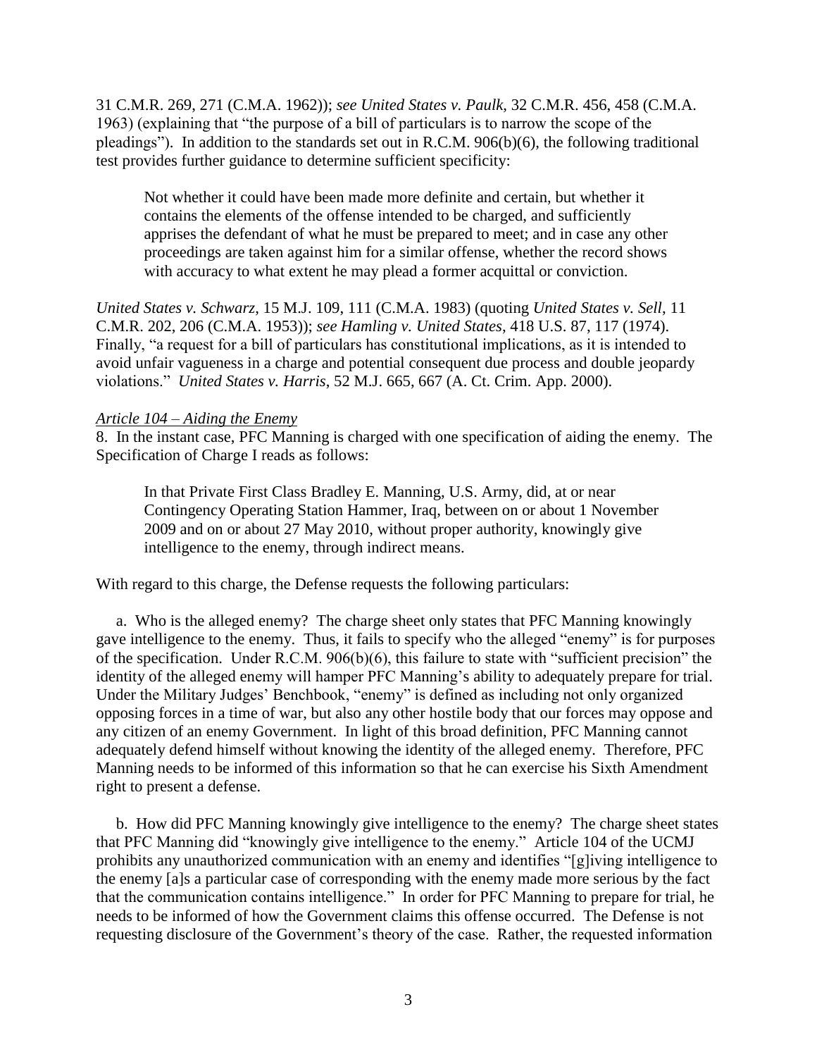31 C.M.R. 269, 271 (C.M.A. 1962)); *see United States v. Paulk*, 32 C.M.R. 456, 458 (C.M.A. 1963) (explaining that "the purpose of a bill of particulars is to narrow the scope of the pleadings"). In addition to the standards set out in R.C.M. 906(b)(6), the following traditional test provides further guidance to determine sufficient specificity:

> Not whether it could have been made more definite and certain, but whether it contains the elements of the offense intended to be charged, and sufficiently apprises the defendant of what he must be prepared to meet; and in case any other proceedings are taken against him for a similar offense, whether the record shows with accuracy to what extent he may plead a former acquittal or conviction.

*United States v. Schwarz*, 15 M.J. 109, 111 (C.M.A. 1983) (quoting *United States v. Sell*, 11 C.M.R. 202, 206 (C.M.A. 1953)); *see Hamling v. United States*, 418 U.S. 87, 117 (1974). Finally, "a request for a bill of particulars has constitutional implications, as it is intended to avoid unfair vagueness in a charge and potential consequent due process and double jeopardy violations." *United States v. Harris*, 52 M.J. 665, 667 (A. Ct. Crim. App. 2000).

*Article 104 – Aiding the Enemy*

8. In the instant case, PFC Manning is charged with one specification of aiding the enemy. The Specification of Charge I reads as follows:

> In that Private First Class Bradley E. Manning, U.S. Army, did, at or near Contingency Operating Station Hammer, Iraq, between on or about 1 November 2009 and on or about 27 May 2010, without proper authority, knowingly give intelligence to the enemy, through indirect means.

With regard to this charge, the Defense requests the following particulars:

a. Who is the alleged enemy? The charge sheet only states that PFC Manning knowingly gave intelligence to the enemy. Thus, it fails to specify who the alleged "enemy" is for purposes of the specification. Under R.C.M. 906(b)(6), this failure to state with "sufficient precision" the identity of the alleged enemy will hamper PFC Manning's ability to adequately prepare for trial. Under the Military Judges' Benchbook, "enemy" is defined as including not only organized opposing forces in a time of war, but also any other hostile body that our forces may oppose and any citizen of an enemy Government. In light of this broad definition, PFC Manning cannot adequately defend himself without knowing the identity of the alleged enemy. Therefore, PFC Manning needs to be informed of this information so that he can exercise his Sixth Amendment right to present a defense.

b. How did PFC Manning knowingly give intelligence to the enemy? The charge sheet states that PFC Manning did "knowingly give intelligence to the enemy." Article 104 of the UCMJ prohibits any unauthorized communication with an enemy and identifies "[g]iving intelligence to the enemy [a]s a particular case of corresponding with the enemy made more serious by the fact that the communication contains intelligence." In order for PFC Manning to prepare for trial, he needs to be informed of how the Government claims this offense occurred. The Defense is not requesting disclosure of the Government's theory of the case. Rather, the requested information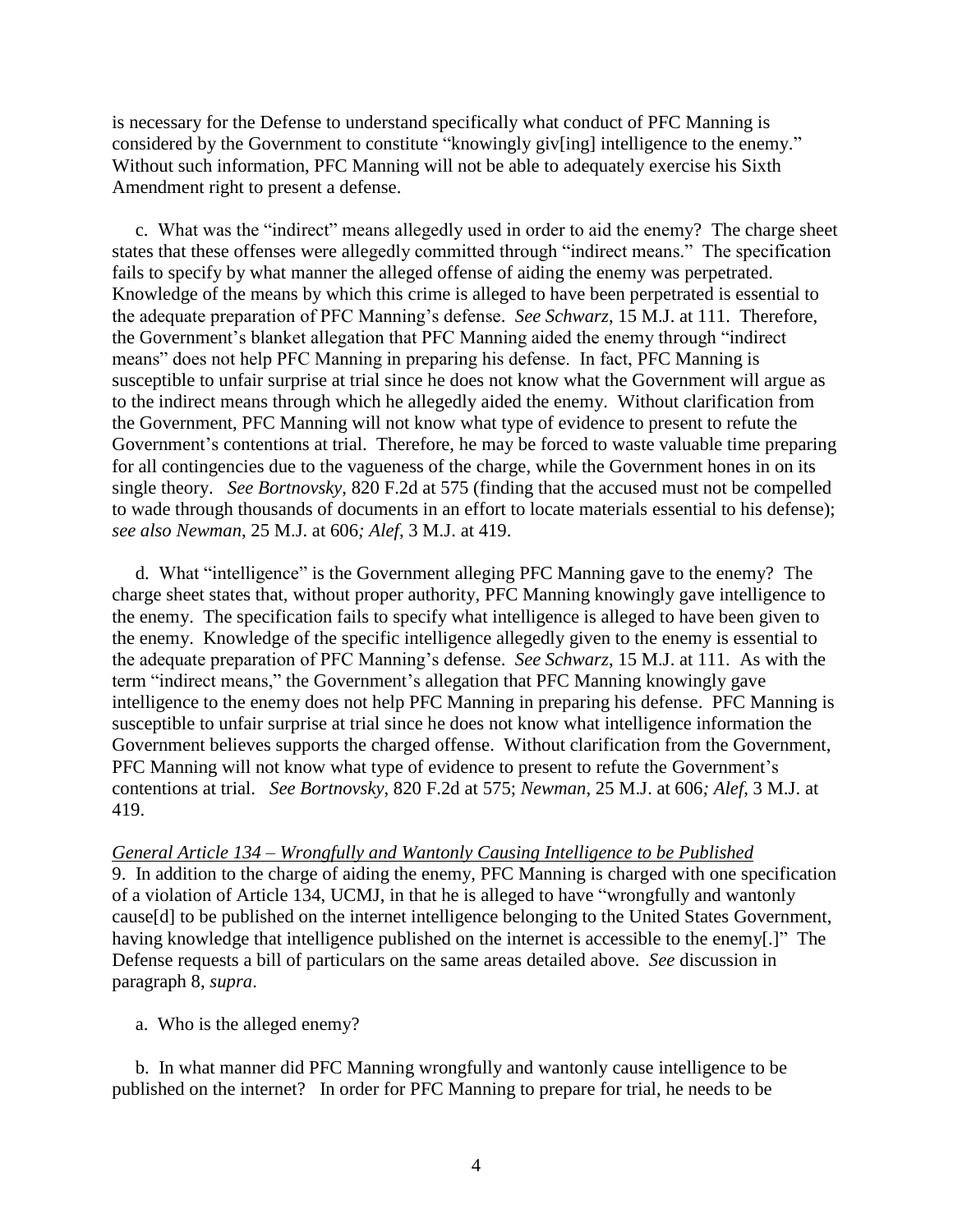is necessary for the Defense to understand specifically what conduct of PFC Manning is considered by the Government to constitute "knowingly giv[ing] intelligence to the enemy." Without such information, PFC Manning will not be able to adequately exercise his Sixth Amendment right to present a defense.

c. What was the "indirect" means allegedly used in order to aid the enemy? The charge sheet states that these offenses were allegedly committed through "indirect means." The specification fails to specify by what manner the alleged offense of aiding the enemy was perpetrated. Knowledge of the means by which this crime is alleged to have been perpetrated is essential to the adequate preparation of PFC Manning's defense. *See Schwarz*, 15 M.J. at 111. Therefore, the Government's blanket allegation that PFC Manning aided the enemy through "indirect means" does not help PFC Manning in preparing his defense. In fact, PFC Manning is susceptible to unfair surprise at trial since he does not know what the Government will argue as to the indirect means through which he allegedly aided the enemy. Without clarification from the Government, PFC Manning will not know what type of evidence to present to refute the Government's contentions at trial. Therefore, he may be forced to waste valuable time preparing for all contingencies due to the vagueness of the charge, while the Government hones in on its single theory. *See Bortnovsky*, 820 F.2d at 575 (finding that the accused must not be compelled to wade through thousands of documents in an effort to locate materials essential to his defense); *see also Newman*, 25 M.J. at 606*; Alef*, 3 M.J. at 419.

d. What "intelligence" is the Government alleging PFC Manning gave to the enemy? The charge sheet states that, without proper authority, PFC Manning knowingly gave intelligence to the enemy. The specification fails to specify what intelligence is alleged to have been given to the enemy. Knowledge of the specific intelligence allegedly given to the enemy is essential to the adequate preparation of PFC Manning's defense. *See Schwarz*, 15 M.J. at 111. As with the term "indirect means," the Government's allegation that PFC Manning knowingly gave intelligence to the enemy does not help PFC Manning in preparing his defense. PFC Manning is susceptible to unfair surprise at trial since he does not know what intelligence information the Government believes supports the charged offense. Without clarification from the Government, PFC Manning will not know what type of evidence to present to refute the Government's contentions at trial. *See Bortnovsky*, 820 F.2d at 575; *Newman*, 25 M.J. at 606*; Alef*, 3 M.J. at 419.

*General Article 134 – Wrongfully and Wantonly Causing Intelligence to be Published*

9. In addition to the charge of aiding the enemy, PFC Manning is charged with one specification of a violation of Article 134, UCMJ, in that he is alleged to have "wrongfully and wantonly cause[d] to be published on the internet intelligence belonging to the United States Government, having knowledge that intelligence published on the internet is accessible to the enemy[.]" The Defense requests a bill of particulars on the same areas detailed above. *See* discussion in paragraph 8, *supra*.

a. Who is the alleged enemy?

b. In what manner did PFC Manning wrongfully and wantonly cause intelligence to be published on the internet? In order for PFC Manning to prepare for trial, he needs to be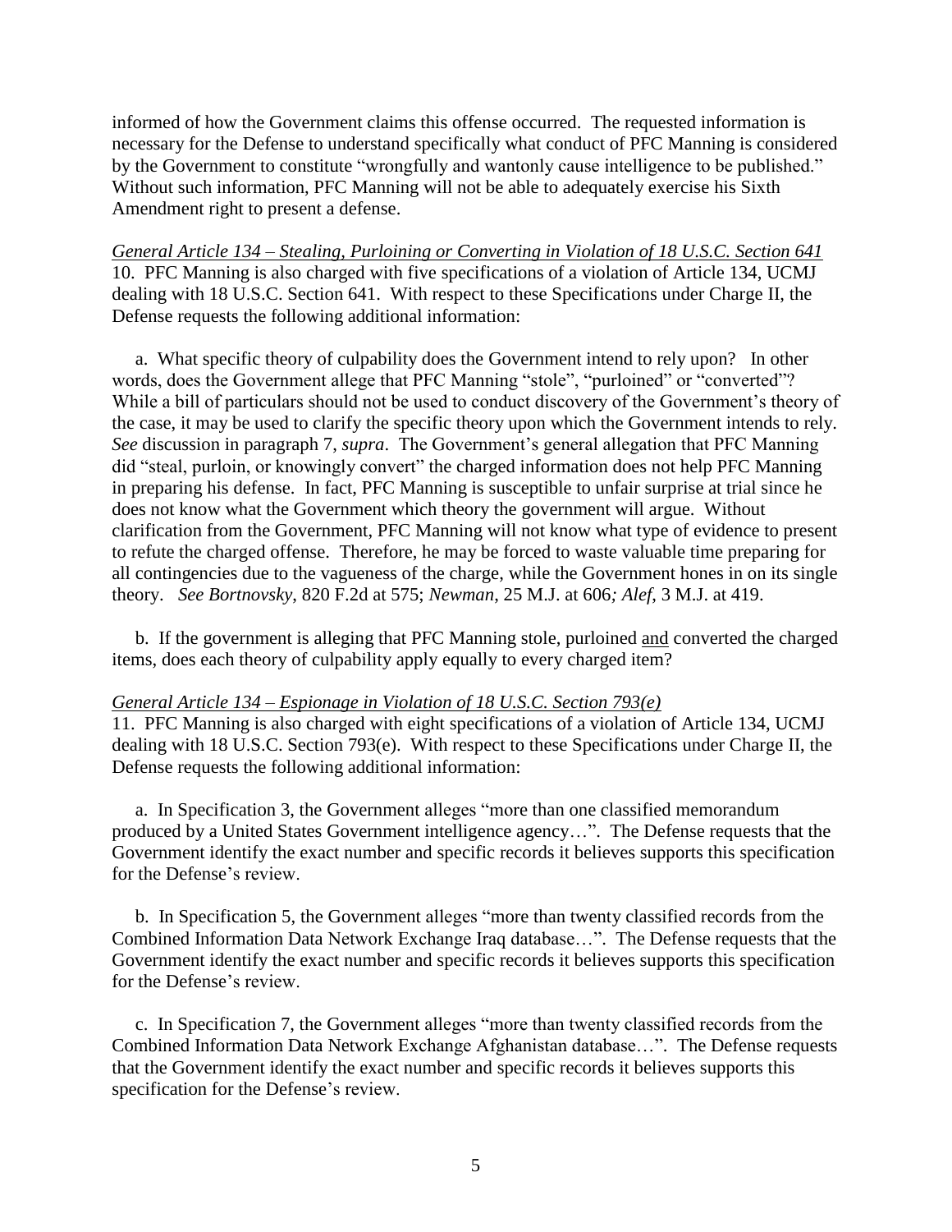informed of how the Government claims this offense occurred. The requested information is necessary for the Defense to understand specifically what conduct of PFC Manning is considered by the Government to constitute "wrongfully and wantonly cause intelligence to be published." Without such information, PFC Manning will not be able to adequately exercise his Sixth Amendment right to present a defense.

*General Article 134 – Stealing, Purloining or Converting in Violation of 18 U.S.C. Section 641*

10. PFC Manning is also charged with five specifications of a violation of Article 134, UCMJ dealing with 18 U.S.C. Section 641. With respect to these Specifications under Charge II, the Defense requests the following additional information:

a. What specific theory of culpability does the Government intend to rely upon? In other words, does the Government allege that PFC Manning "stole", "purloined" or "converted"? While a bill of particulars should not be used to conduct discovery of the Government's theory of the case, it may be used to clarify the specific theory upon which the Government intends to rely. *See* discussion in paragraph 7, *supra*. The Government's general allegation that PFC Manning did "steal, purloin, or knowingly convert" the charged information does not help PFC Manning in preparing his defense. In fact, PFC Manning is susceptible to unfair surprise at trial since he does not know what the Government which theory the government will argue. Without clarification from the Government, PFC Manning will not know what type of evidence to present to refute the charged offense. Therefore, he may be forced to waste valuable time preparing for all contingencies due to the vagueness of the charge, while the Government hones in on its single theory. *See Bortnovsky*, 820 F.2d at 575; *Newman*, 25 M.J. at 606*; Alef*, 3 M.J. at 419.

b. If the government is alleging that PFC Manning stole, purloined and converted the charged items, does each theory of culpability apply equally to every charged item?

*General Article 134 – Espionage in Violation of 18 U.S.C. Section 793(e)*

11. PFC Manning is also charged with eight specifications of a violation of Article 134, UCMJ dealing with 18 U.S.C. Section 793(e). With respect to these Specifications under Charge II, the Defense requests the following additional information:

a. In Specification 3, the Government alleges "more than one classified memorandum produced by a United States Government intelligence agency…". The Defense requests that the Government identify the exact number and specific records it believes supports this specification for the Defense's review.

b. In Specification 5, the Government alleges "more than twenty classified records from the Combined Information Data Network Exchange Iraq database…". The Defense requests that the Government identify the exact number and specific records it believes supports this specification for the Defense's review.

c. In Specification 7, the Government alleges "more than twenty classified records from the Combined Information Data Network Exchange Afghanistan database…". The Defense requests that the Government identify the exact number and specific records it believes supports this specification for the Defense's review.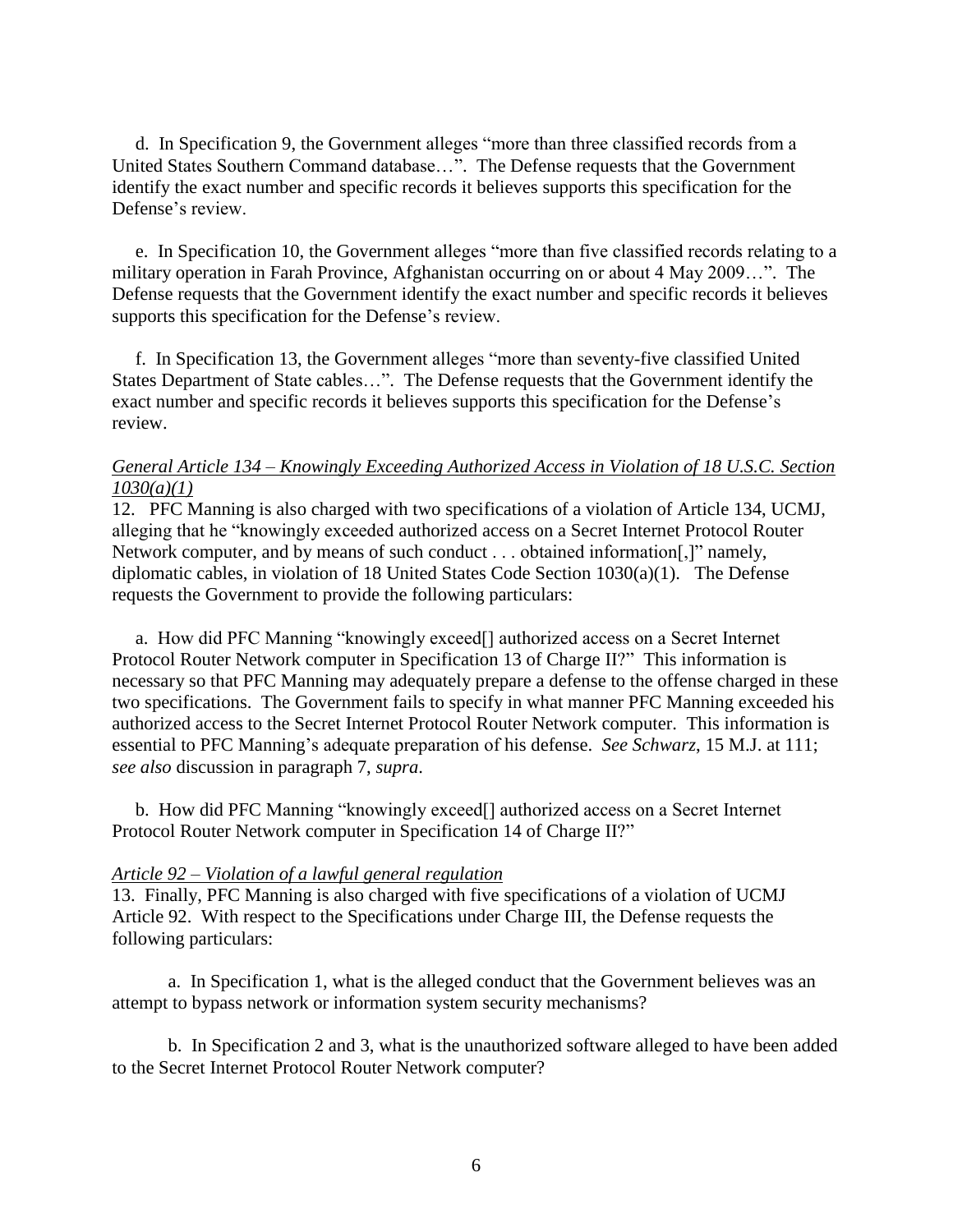d. In Specification 9, the Government alleges "more than three classified records from a United States Southern Command database…". The Defense requests that the Government identify the exact number and specific records it believes supports this specification for the Defense's review.

e. In Specification 10, the Government alleges "more than five classified records relating to a military operation in Farah Province, Afghanistan occurring on or about 4 May 2009…". The Defense requests that the Government identify the exact number and specific records it believes supports this specification for the Defense's review.

f. In Specification 13, the Government alleges "more than seventy-five classified United States Department of State cables…". The Defense requests that the Government identify the exact number and specific records it believes supports this specification for the Defense's review.

*General Article 134 – Knowingly Exceeding Authorized Access in Violation of 18 U.S.C. Section 1030(a)(1)*

12. PFC Manning is also charged with two specifications of a violation of Article 134, UCMJ, alleging that he "knowingly exceeded authorized access on a Secret Internet Protocol Router Network computer, and by means of such conduct . . . obtained information[,]" namely, diplomatic cables, in violation of 18 United States Code Section 1030(a)(1). The Defense requests the Government to provide the following particulars:

a. How did PFC Manning "knowingly exceed[] authorized access on a Secret Internet Protocol Router Network computer in Specification 13 of Charge II?" This information is necessary so that PFC Manning may adequately prepare a defense to the offense charged in these two specifications. The Government fails to specify in what manner PFC Manning exceeded his authorized access to the Secret Internet Protocol Router Network computer. This information is essential to PFC Manning's adequate preparation of his defense. *See Schwarz*, 15 M.J. at 111; *see also* discussion in paragraph 7, *supra*.

b. How did PFC Manning "knowingly exceed[] authorized access on a Secret Internet Protocol Router Network computer in Specification 14 of Charge II?"

*Article 92 – Violation of a lawful general regulation*

13. Finally, PFC Manning is also charged with five specifications of a violation of UCMJ Article 92. With respect to the Specifications under Charge III, the Defense requests the following particulars:

a. In Specification 1, what is the alleged conduct that the Government believes was an attempt to bypass network or information system security mechanisms?

b. In Specification 2 and 3, what is the unauthorized software alleged to have been added to the Secret Internet Protocol Router Network computer?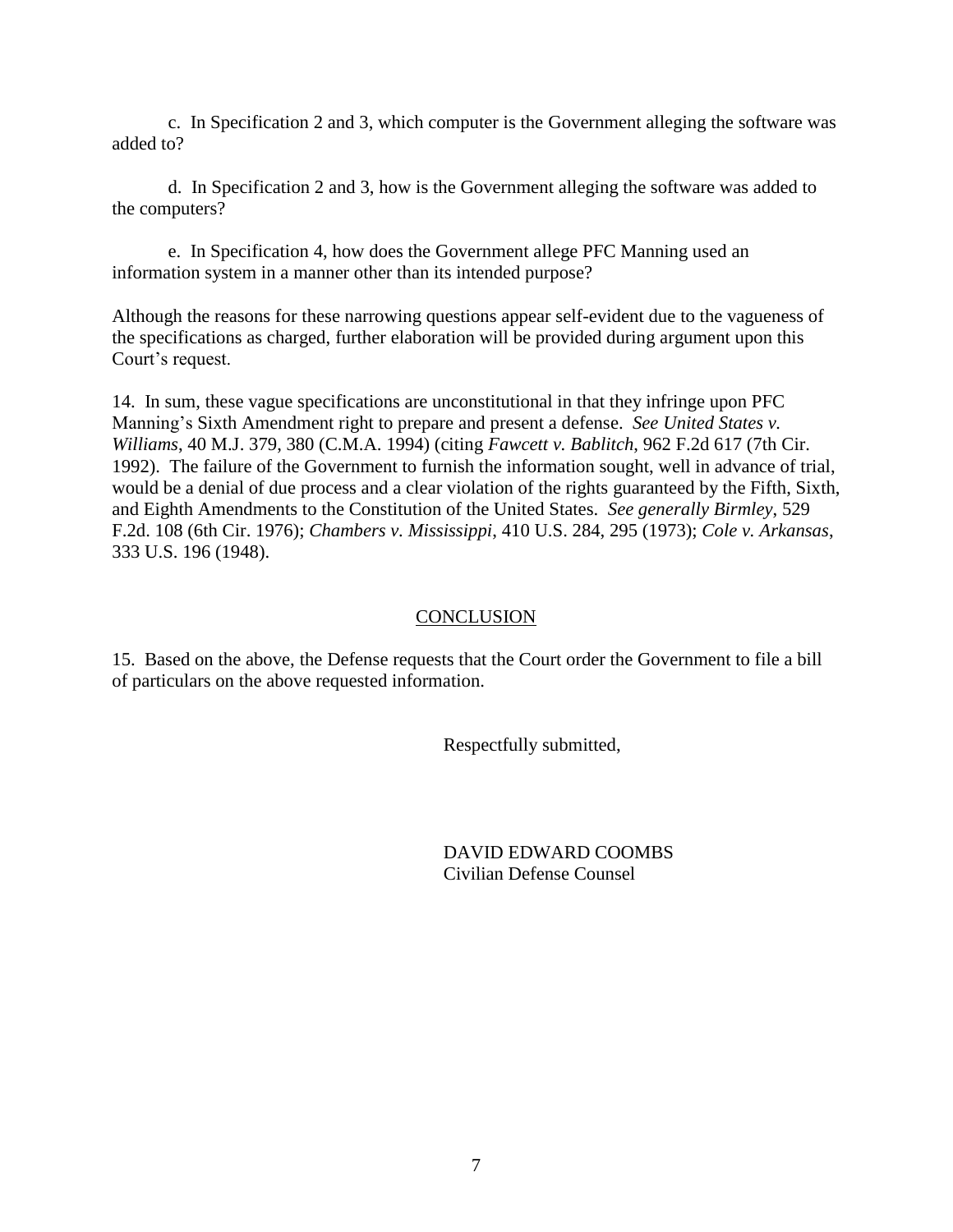c. In Specification 2 and 3, which computer is the Government alleging the software was added to?

d. In Specification 2 and 3, how is the Government alleging the software was added to the computers?

e. In Specification 4, how does the Government allege PFC Manning used an information system in a manner other than its intended purpose?

Although the reasons for these narrowing questions appear self-evident due to the vagueness of the specifications as charged, further elaboration will be provided during argument upon this Court's request.

14. In sum, these vague specifications are unconstitutional in that they infringe upon PFC Manning's Sixth Amendment right to prepare and present a defense. *See United States v. Williams*, 40 M.J. 379, 380 (C.M.A. 1994) (citing *Fawcett v. Bablitch*, 962 F.2d 617 (7th Cir. 1992). The failure of the Government to furnish the information sought, well in advance of trial, would be a denial of due process and a clear violation of the rights guaranteed by the Fifth, Sixth, and Eighth Amendments to the Constitution of the United States. *See generally Birmley*, 529 F.2d. 108 (6th Cir. 1976); *Chambers v. Mississippi*, 410 U.S. 284, 295 (1973); *Cole v. Arkansas*, 333 U.S. 196 (1948).

## CONCLUSION

15. Based on the above, the Defense requests that the Court order the Government to file a bill of particulars on the above requested information.

Respectfully submitted,

DAVID EDWARD COOMBS
Civilian Defense Counsel